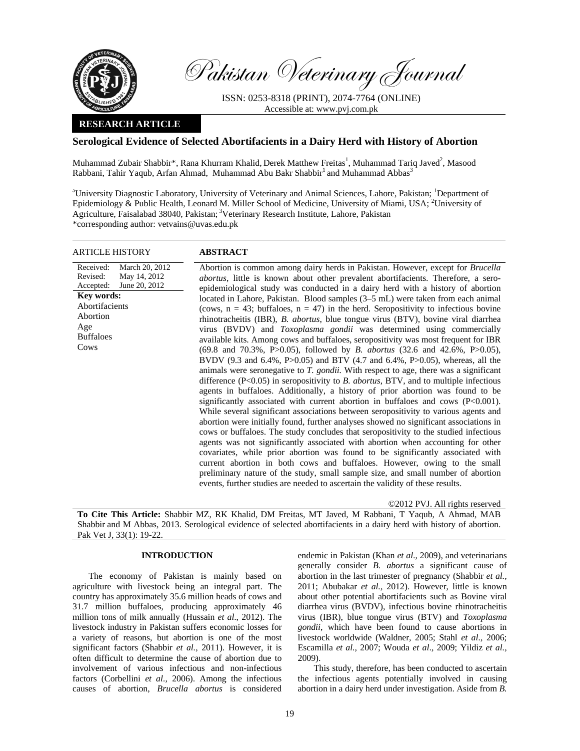Pakistan Veterinary Journal

ISSN: 0253-8318 (PRINT), 2074-7764 (ONLINE)
Accessible at: www.pvj.com.pk

**RESEARCH ARTICLE**

# Serological Evidence of Selected Abortifacients in a Dairy Herd with History of Abortion

Muhammad Zubair Shabbir*, Rana Khurram Khalid, Derek Matthew Freitas[1], Muhammad Tariq Javed[2], Masood Rabbani, Tahir Yaqub, Arfan Ahmad, Muhammad Abu Bakr Shabbir[1] and Muhammad Abbas[3]

[a]University Diagnostic Laboratory, University of Veterinary and Animal Sciences, Lahore, Pakistan; [1]Department of Epidemiology & Public Health, Leonard M. Miller School of Medicine, University of Miami, USA; [2]University of Agriculture, Faisalabad 38040, Pakistan; [3]Veterinary Research Institute, Lahore, Pakistan
*corresponding author: vetvains@uvas.edu.pk

**ARTICLE HISTORY**

Received: March 20, 2012
Revised: May 14, 2012
Accepted: June 20, 2012

**Key words:**
Abortifacients
Abortion
Age
Buffaloes
Cows

**ABSTRACT**

Abortion is common among dairy herds in Pakistan. However, except for *Brucella abortus*, little is known about other prevalent abortifacients. Therefore, a sero-epidemiological study was conducted in a dairy herd with a history of abortion located in Lahore, Pakistan. Blood samples (3–5 mL) were taken from each animal (cows, n = 43; buffaloes, n = 47) in the herd. Seropositivity to infectious bovine rhinotracheitis (IBR), *B. abortus*, blue tongue virus (BTV), bovine viral diarrhea virus (BVDV) and *Toxoplasma gondii* was determined using commercially available kits. Among cows and buffaloes, seropositivity was most frequent for IBR (69.8 and 70.3%, P>0.05), followed by *B. abortus* (32.6 and 42.6%, P>0.05), BVDV (9.3 and 6.4%, P>0.05) and BTV (4.7 and 6.4%, P>0.05), whereas, all the animals were seronegative to *T. gondii.* With respect to age, there was a significant difference (P<0.05) in seropositivity to *B. abortus*, BTV, and to multiple infectious agents in buffaloes. Additionally, a history of prior abortion was found to be significantly associated with current abortion in buffaloes and cows (P<0.001). While several significant associations between seropositivity to various agents and abortion were initially found, further analyses showed no significant associations in cows or buffaloes. The study concludes that seropositivity to the studied infectious agents was not significantly associated with abortion when accounting for other covariates, while prior abortion was found to be significantly associated with current abortion in both cows and buffaloes. However, owing to the small preliminary nature of the study, small sample size, and small number of abortion events, further studies are needed to ascertain the validity of these results.

©2012 PVJ. All rights reserved

**To Cite This Article:** Shabbir MZ, RK Khalid, DM Freitas, MT Javed, M Rabbani, T Yaqub, A Ahmad, MAB Shabbir and M Abbas, 2013. Serological evidence of selected abortifacients in a dairy herd with history of abortion. Pak Vet J, 33(1): 19-22.

## INTRODUCTION

The economy of Pakistan is mainly based on agriculture with livestock being an integral part. The country has approximately 35.6 million heads of cows and 31.7 million buffaloes, producing approximately 46 million tons of milk annually (Hussain *et al*., 2012). The livestock industry in Pakistan suffers economic losses for a variety of reasons, but abortion is one of the most significant factors (Shabbir *et al.,* 2011). However, it is often difficult to determine the cause of abortion due to involvement of various infectious and non-infectious factors (Corbellini *et al.,* 2006). Among the infectious causes of abortion, *Brucella abortus* is considered endemic in Pakistan (Khan *et al.,* 2009), and veterinarians generally consider *B. abortus* a significant cause of abortion in the last trimester of pregnancy (Shabbir *et al.,* 2011; Abubakar *et al.,* 2012). However, little is known about other potential abortifacients such as Bovine viral diarrhea virus (BVDV), infectious bovine rhinotracheitis virus (IBR), blue tongue virus (BTV) and *Toxoplasma gondii*, which have been found to cause abortions in livestock worldwide (Waldner, 2005; Stahl *et al.,* 2006; Escamilla *et al.,* 2007; Wouda *et al*., 2009; Yildiz *et al.,* 2009).

This study, therefore, has been conducted to ascertain the infectious agents potentially involved in causing abortion in a dairy herd under investigation. Aside from *B.*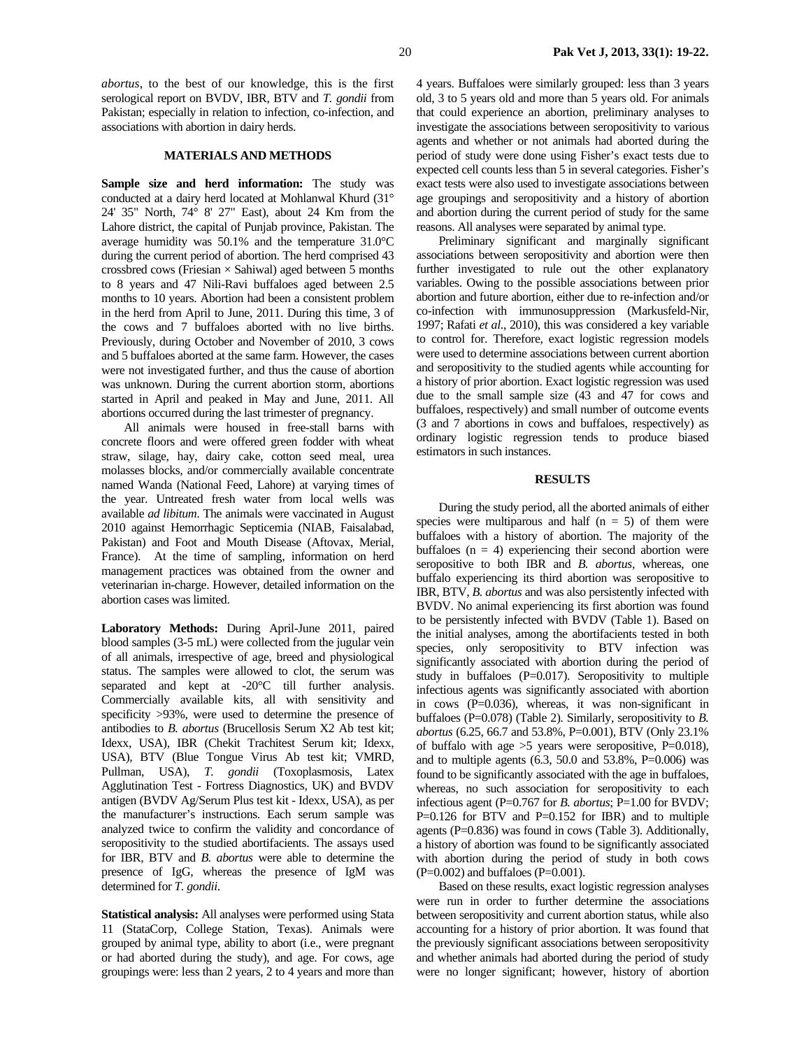*abortus*, to the best of our knowledge, this is the first serological report on BVDV, IBR, BTV and *T. gondii* from Pakistan; especially in relation to infection, co-infection, and associations with abortion in dairy herds.

## MATERIALS AND METHODS

**Sample size and herd information:** The study was conducted at a dairy herd located at Mohlanwal Khurd (31° 24' 35" North, 74° 8' 27" East), about 24 Km from the Lahore district, the capital of Punjab province, Pakistan. The average humidity was 50.1% and the temperature 31.0°C during the current period of abortion. The herd comprised 43 crossbred cows (Friesian × Sahiwal) aged between 5 months to 8 years and 47 Nili-Ravi buffaloes aged between 2.5 months to 10 years. Abortion had been a consistent problem in the herd from April to June, 2011. During this time, 3 of the cows and 7 buffaloes aborted with no live births. Previously, during October and November of 2010, 3 cows and 5 buffaloes aborted at the same farm. However, the cases were not investigated further, and thus the cause of abortion was unknown. During the current abortion storm, abortions started in April and peaked in May and June, 2011. All abortions occurred during the last trimester of pregnancy.

All animals were housed in free-stall barns with concrete floors and were offered green fodder with wheat straw, silage, hay, dairy cake, cotton seed meal, urea molasses blocks, and/or commercially available concentrate named Wanda (National Feed, Lahore) at varying times of the year. Untreated fresh water from local wells was available *ad libitum*. The animals were vaccinated in August 2010 against Hemorrhagic Septicemia (NIAB, Faisalabad, Pakistan) and Foot and Mouth Disease (Aftovax, Merial, France). At the time of sampling, information on herd management practices was obtained from the owner and veterinarian in-charge. However, detailed information on the abortion cases was limited.

**Laboratory Methods:** During April-June 2011, paired blood samples (3-5 mL) were collected from the jugular vein of all animals, irrespective of age, breed and physiological status. The samples were allowed to clot, the serum was separated and kept at -20°C till further analysis. Commercially available kits, all with sensitivity and specificity >93%, were used to determine the presence of antibodies to *B. abortus* (Brucellosis Serum X2 Ab test kit; Idexx, USA), IBR (Chekit Trachitest Serum kit; Idexx, USA), BTV (Blue Tongue Virus Ab test kit; VMRD, Pullman, USA), *T. gondii* (Toxoplasmosis, Latex Agglutination Test - Fortress Diagnostics, UK) and BVDV antigen (BVDV Ag/Serum Plus test kit - Idexx, USA), as per the manufacturer's instructions. Each serum sample was analyzed twice to confirm the validity and concordance of seropositivity to the studied abortifacients. The assays used for IBR, BTV and *B. abortus* were able to determine the presence of IgG, whereas the presence of IgM was determined for *T. gondii*.

**Statistical analysis:** All analyses were performed using Stata 11 (StataCorp, College Station, Texas). Animals were grouped by animal type, ability to abort (i.e., were pregnant or had aborted during the study), and age. For cows, age groupings were: less than 2 years, 2 to 4 years and more than 4 years. Buffaloes were similarly grouped: less than 3 years old, 3 to 5 years old and more than 5 years old. For animals that could experience an abortion, preliminary analyses to investigate the associations between seropositivity to various agents and whether or not animals had aborted during the period of study were done using Fisher's exact tests due to expected cell counts less than 5 in several categories. Fisher's exact tests were also used to investigate associations between age groupings and seropositivity and a history of abortion and abortion during the current period of study for the same reasons. All analyses were separated by animal type.

Preliminary significant and marginally significant associations between seropositivity and abortion were then further investigated to rule out the other explanatory variables. Owing to the possible associations between prior abortion and future abortion, either due to re-infection and/or co-infection with immunosuppression (Markusfeld-Nir, 1997; Rafati *et al*., 2010), this was considered a key variable to control for. Therefore, exact logistic regression models were used to determine associations between current abortion and seropositivity to the studied agents while accounting for a history of prior abortion. Exact logistic regression was used due to the small sample size (43 and 47 for cows and buffaloes, respectively) and small number of outcome events (3 and 7 abortions in cows and buffaloes, respectively) as ordinary logistic regression tends to produce biased estimators in such instances.

## RESULTS

During the study period, all the aborted animals of either species were multiparous and half ($n = 5$) of them were buffaloes with a history of abortion. The majority of the buffaloes ($n = 4$) experiencing their second abortion were seropositive to both IBR and *B. abortus*, whereas, one buffalo experiencing its third abortion was seropositive to IBR, BTV, *B. abortus* and was also persistently infected with BVDV. No animal experiencing its first abortion was found to be persistently infected with BVDV (Table 1). Based on the initial analyses, among the abortifacients tested in both species, only seropositivity to BTV infection was significantly associated with abortion during the period of study in buffaloes (P=0.017). Seropositivity to multiple infectious agents was significantly associated with abortion in cows (P=0.036), whereas, it was non-significant in buffaloes (P=0.078) (Table 2). Similarly, seropositivity to *B. abortus* (6.25, 66.7 and 53.8%, P=0.001), BTV (Only 23.1% of buffalo with age >5 years were seropositive, P=0.018), and to multiple agents (6.3, 50.0 and 53.8%, P=0.006) was found to be significantly associated with the age in buffaloes, whereas, no such association for seropositivity to each infectious agent (P=0.767 for *B. abortus*; P=1.00 for BVDV; P=0.126 for BTV and P=0.152 for IBR) and to multiple agents (P=0.836) was found in cows (Table 3). Additionally, a history of abortion was found to be significantly associated with abortion during the period of study in both cows (P=0.002) and buffaloes (P=0.001).

Based on these results, exact logistic regression analyses were run in order to further determine the associations between seropositivity and current abortion status, while also accounting for a history of prior abortion. It was found that the previously significant associations between seropositivity and whether animals had aborted during the period of study were no longer significant; however, history of abortion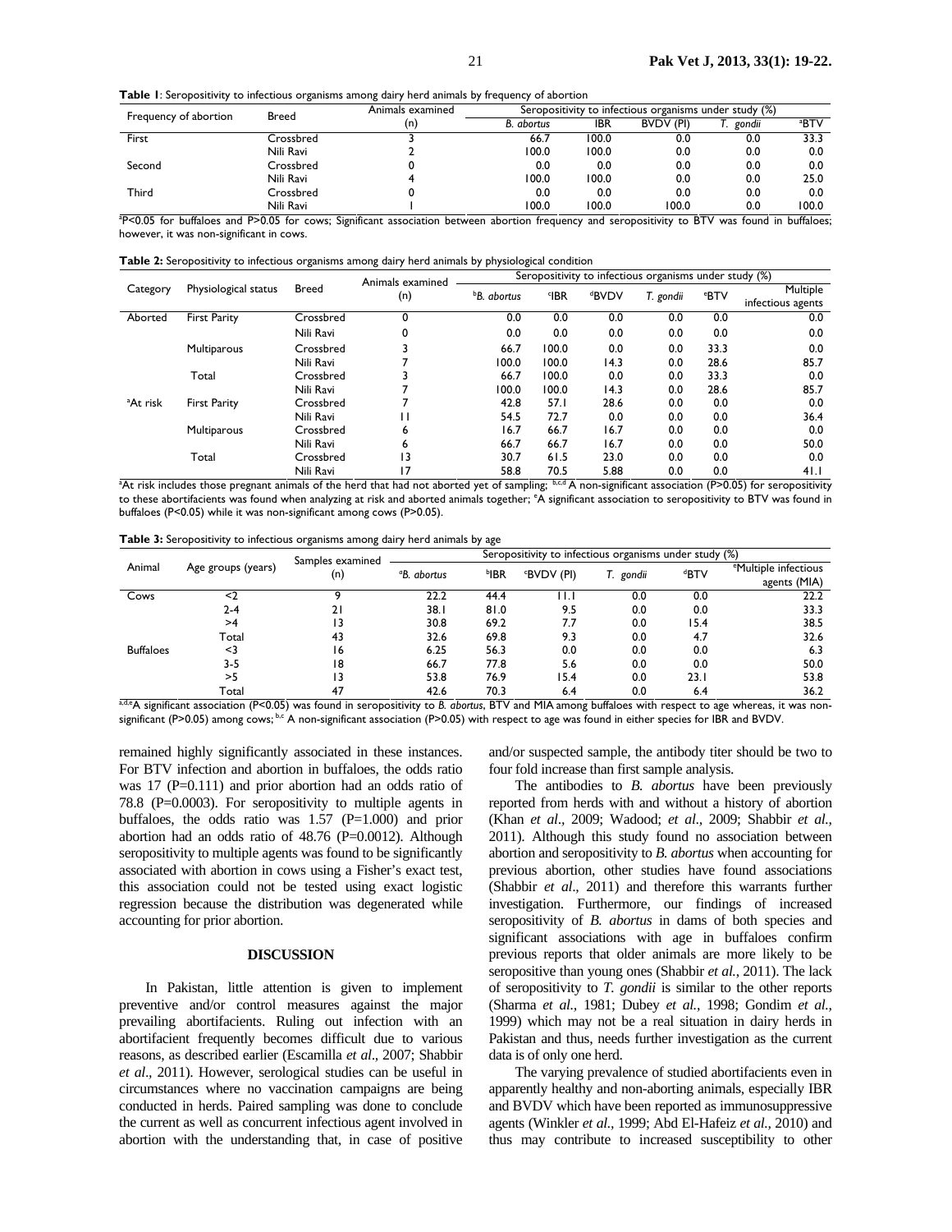**Table 1**: Seropositivity to infectious organisms among dairy herd animals by frequency of abortion

| Frequency of abortion | Breed | Animals examined (n) | Seropositivity to infectious organisms under study (%) | | | | |
|---|---|---|---|---|---|---|---|
| | | | *B. abortus* | IBR | BVDV (PI) | *T. gondii* | [a]BTV |
| First | Crossbred | 3 | 66.7 | 100.0 | 0.0 | 0.0 | 33.3 |
| | Nili Ravi | 2 | 100.0 | 100.0 | 0.0 | 0.0 | 0.0 |
| Second | Crossbred | 0 | 0.0 | 0.0 | 0.0 | 0.0 | 0.0 |
| | Nili Ravi | 4 | 100.0 | 100.0 | 0.0 | 0.0 | 25.0 |
| Third | Crossbred | 0 | 0.0 | 0.0 | 0.0 | 0.0 | 0.0 |
| | Nili Ravi | 1 | 100.0 | 100.0 | 100.0 | 0.0 | 100.0 |

[a]P<0.05 for buffaloes and P>0.05 for cows; Significant association between abortion frequency and seropositivity to BTV was found in buffaloes; however, it was non-significant in cows.

**Table 2:** Seropositivity to infectious organisms among dairy herd animals by physiological condition

| Category | Physiological status | Breed | Animals examined (n) | Seropositivity to infectious organisms under study (%) | | | | | |
|---|---|---|---|---|---|---|---|---|---|
| | | | | [b]*B. abortus* | [c]IBR | [d]BVDV | *T. gondii* | [e]BTV | Multiple infectious agents |
| Aborted | First Parity | Crossbred | 0 | 0.0 | 0.0 | 0.0 | 0.0 | 0.0 | 0.0 |
| | | Nili Ravi | 0 | 0.0 | 0.0 | 0.0 | 0.0 | 0.0 | 0.0 |
| | Multiparous | Crossbred | 3 | 66.7 | 100.0 | 0.0 | 0.0 | 33.3 | 0.0 |
| | | Nili Ravi | 7 | 100.0 | 100.0 | 14.3 | 0.0 | 28.6 | 85.7 |
| | Total | Crossbred | 3 | 66.7 | 100.0 | 0.0 | 0.0 | 33.3 | 0.0 |
| | | Nili Ravi | 7 | 100.0 | 100.0 | 14.3 | 0.0 | 28.6 | 85.7 |
| [a]At risk | First Parity | Crossbred | 7 | 42.8 | 57.1 | 28.6 | 0.0 | 0.0 | 0.0 |
| | | Nili Ravi | 11 | 54.5 | 72.7 | 0.0 | 0.0 | 0.0 | 36.4 |
| | Multiparous | Crossbred | 6 | 16.7 | 66.7 | 16.7 | 0.0 | 0.0 | 0.0 |
| | | Nili Ravi | 6 | 66.7 | 66.7 | 16.7 | 0.0 | 0.0 | 50.0 |
| | Total | Crossbred | 13 | 30.7 | 61.5 | 23.0 | 0.0 | 0.0 | 0.0 |
| | | Nili Ravi | 17 | 58.8 | 70.5 | 5.88 | 0.0 | 0.0 | 41.1 |

[a]At risk includes those pregnant animals of the herd that had not aborted yet of sampling; [b,c,d] A non-significant association (P>0.05) for seropositivity to these abortifacients was found when analyzing at risk and aborted animals together; [e]A significant association to seropositivity to BTV was found in buffaloes (P<0.05) while it was non-significant among cows (P>0.05).

**Table 3:** Seropositivity to infectious organisms among dairy herd animals by age

| Animal | Age groups (years) | Samples examined (n) | Seropositivity to infectious organisms under study (%) | | | | | |
|---|---|---|---|---|---|---|---|---|
| | | | [a]*B. abortus* | [b]IBR | [c]BVDV (PI) | *T. gondii* | [d]BTV | [e]Multiple infectious agents (MIA) |
| Cows | <2 | 9 | 22.2 | 44.4 | 11.1 | 0.0 | 0.0 | 22.2 |
| | 2-4 | 21 | 38.1 | 81.0 | 9.5 | 0.0 | 0.0 | 33.3 |
| | >4 | 13 | 30.8 | 69.2 | 7.7 | 0.0 | 15.4 | 38.5 |
| | Total | 43 | 32.6 | 69.8 | 9.3 | 0.0 | 4.7 | 32.6 |
| Buffaloes | <3 | 16 | 6.25 | 56.3 | 0.0 | 0.0 | 0.0 | 6.3 |
| | 3-5 | 18 | 66.7 | 77.8 | 5.6 | 0.0 | 0.0 | 50.0 |
| | >5 | 13 | 53.8 | 76.9 | 15.4 | 0.0 | 23.1 | 53.8 |
| | Total | 47 | 42.6 | 70.3 | 6.4 | 0.0 | 6.4 | 36.2 |

[a,d,e]A significant association (P<0.05) was found in seropositivity to *B. abortus*, BTV and MIA among buffaloes with respect to age whereas, it was non-significant (P>0.05) among cows; [b,c] A non-significant association (P>0.05) with respect to age was found in either species for IBR and BVDV.

remained highly significantly associated in these instances. For BTV infection and abortion in buffaloes, the odds ratio was 17 (P=0.111) and prior abortion had an odds ratio of 78.8 (P=0.0003). For seropositivity to multiple agents in buffaloes, the odds ratio was 1.57 (P=1.000) and prior abortion had an odds ratio of 48.76 (P=0.0012). Although seropositivity to multiple agents was found to be significantly associated with abortion in cows using a Fisher's exact test, this association could not be tested using exact logistic regression because the distribution was degenerated while accounting for prior abortion.

## DISCUSSION

In Pakistan, little attention is given to implement preventive and/or control measures against the major prevailing abortifacients. Ruling out infection with an abortifacient frequently becomes difficult due to various reasons, as described earlier (Escamilla *et al*., 2007; Shabbir *et al*., 2011). However, serological studies can be useful in circumstances where no vaccination campaigns are being conducted in herds. Paired sampling was done to conclude the current as well as concurrent infectious agent involved in abortion with the understanding that, in case of positive and/or suspected sample, the antibody titer should be two to four fold increase than first sample analysis.

The antibodies to *B. abortus* have been previously reported from herds with and without a history of abortion (Khan *et al*., 2009; Wadood; *et al*., 2009; Shabbir *et al*., 2011). Although this study found no association between abortion and seropositivity to *B. abortus* when accounting for previous abortion, other studies have found associations (Shabbir *et al*., 2011) and therefore this warrants further investigation. Furthermore, our findings of increased seropositivity of *B. abortus* in dams of both species and significant associations with age in buffaloes confirm previous reports that older animals are more likely to be seropositive than young ones (Shabbir *et al.*, 2011). The lack of seropositivity to *T. gondii* is similar to the other reports (Sharma *et al.,* 1981; Dubey *et al.*, 1998; Gondim *et al.,* 1999) which may not be a real situation in dairy herds in Pakistan and thus, needs further investigation as the current data is of only one herd.

The varying prevalence of studied abortifacients even in apparently healthy and non-aborting animals, especially IBR and BVDV which have been reported as immunosuppressive agents (Winkler *et al.*, 1999; Abd El-Hafeiz *et al.*, 2010) and thus may contribute to increased susceptibility to other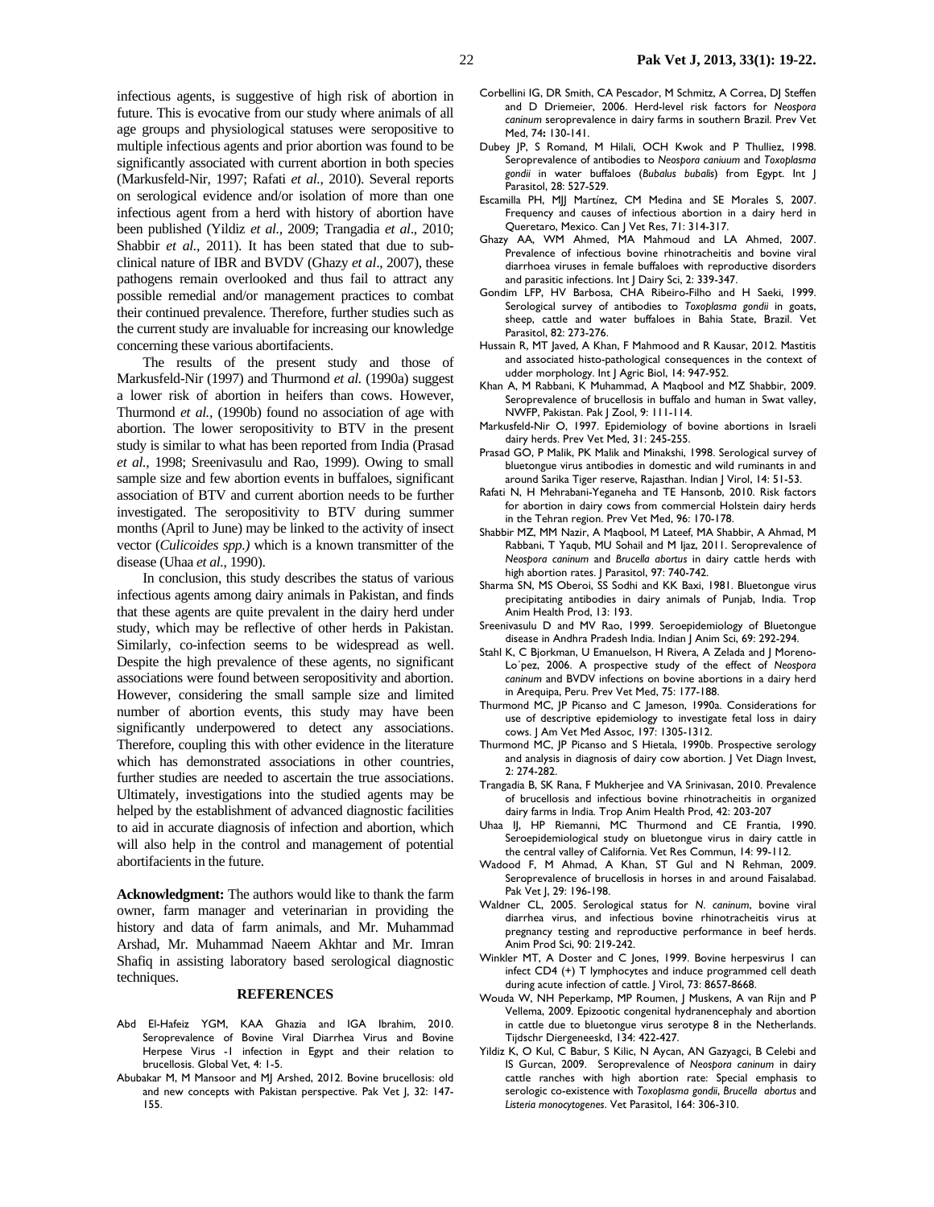infectious agents, is suggestive of high risk of abortion in future. This is evocative from our study where animals of all age groups and physiological statuses were seropositive to multiple infectious agents and prior abortion was found to be significantly associated with current abortion in both species (Markusfeld-Nir, 1997; Rafati *et al*., 2010). Several reports on serological evidence and/or isolation of more than one infectious agent from a herd with history of abortion have been published (Yildiz *et al.,* 2009; Trangadia *et al*., 2010; Shabbir *et al.,* 2011). It has been stated that due to sub-clinical nature of IBR and BVDV (Ghazy *et al*., 2007), these pathogens remain overlooked and thus fail to attract any possible remedial and/or management practices to combat their continued prevalence. Therefore, further studies such as the current study are invaluable for increasing our knowledge concerning these various abortifacients.

The results of the present study and those of Markusfeld-Nir (1997) and Thurmond *et al.* (1990a) suggest a lower risk of abortion in heifers than cows. However, Thurmond *et al.*, (1990b) found no association of age with abortion. The lower seropositivity to BTV in the present study is similar to what has been reported from India (Prasad *et al.,* 1998; Sreenivasulu and Rao, 1999). Owing to small sample size and few abortion events in buffaloes, significant association of BTV and current abortion needs to be further investigated. The seropositivity to BTV during summer months (April to June) may be linked to the activity of insect vector (*Culicoides spp.)* which is a known transmitter of the disease (Uhaa *et al*., 1990).

In conclusion, this study describes the status of various infectious agents among dairy animals in Pakistan, and finds that these agents are quite prevalent in the dairy herd under study, which may be reflective of other herds in Pakistan. Similarly, co-infection seems to be widespread as well. Despite the high prevalence of these agents, no significant associations were found between seropositivity and abortion. However, considering the small sample size and limited number of abortion events, this study may have been significantly underpowered to detect any associations. Therefore, coupling this with other evidence in the literature which has demonstrated associations in other countries, further studies are needed to ascertain the true associations. Ultimately, investigations into the studied agents may be helped by the establishment of advanced diagnostic facilities to aid in accurate diagnosis of infection and abortion, which will also help in the control and management of potential abortifacients in the future.

**Acknowledgment:** The authors would like to thank the farm owner, farm manager and veterinarian in providing the history and data of farm animals, and Mr. Muhammad Arshad, Mr. Muhammad Naeem Akhtar and Mr. Imran Shafiq in assisting laboratory based serological diagnostic techniques.

## REFERENCES

Abd El-Hafeiz YGM, KAA Ghazia and IGA Ibrahim, 2010. Seroprevalence of Bovine Viral Diarrhea Virus and Bovine Herpese Virus -1 infection in Egypt and their relation to brucellosis. Global Vet, 4: 1-5.

Abubakar M, M Mansoor and MJ Arshed, 2012. Bovine brucellosis: old and new concepts with Pakistan perspective. Pak Vet J, 32: 147-155.

Corbellini IG, DR Smith, CA Pescador, M Schmitz, A Correa, DJ Steffen and D Driemeier, 2006. Herd-level risk factors for *Neospora caninum* seroprevalence in dairy farms in southern Brazil. Prev Vet Med, 74**:** 130-141.

Dubey JP, S Romand, M Hilali, OCH Kwok and P Thulliez, 1998. Seroprevalence of antibodies to *Neospora caniuum* and *Toxoplasma gondii* in water buffaloes (*Bubalus bubalis*) from Egypt. Int J Parasitol, 28: 527-529.

Escamilla PH, MJJ Martínez, CM Medina and SE Morales S, 2007. Frequency and causes of infectious abortion in a dairy herd in Queretaro, Mexico. Can J Vet Res, 71: 314-317.

Ghazy AA, WM Ahmed, MA Mahmoud and LA Ahmed, 2007. Prevalence of infectious bovine rhinotracheitis and bovine viral diarrhoea viruses in female buffaloes with reproductive disorders and parasitic infections. Int J Dairy Sci, 2: 339-347.

Gondim LFP, HV Barbosa, CHA Ribeiro-Filho and H Saeki, 1999. Serological survey of antibodies to *Toxoplasma gondii* in goats, sheep, cattle and water buffaloes in Bahia State, Brazil. Vet Parasitol, 82: 273-276.

Hussain R, MT Javed, A Khan, F Mahmood and R Kausar, 2012. Mastitis and associated histo-pathological consequences in the context of udder morphology. Int J Agric Biol, 14: 947-952.

Khan A, M Rabbani, K Muhammad, A Maqbool and MZ Shabbir, 2009. Seroprevalence of brucellosis in buffalo and human in Swat valley, NWFP, Pakistan. Pak J Zool, 9: 111-114.

Markusfeld-Nir O, 1997. Epidemiology of bovine abortions in Israeli dairy herds. Prev Vet Med, 31: 245-255.

Prasad GO, P Malik, PK Malik and Minakshi, 1998. Serological survey of bluetongue virus antibodies in domestic and wild ruminants in and around Sarika Tiger reserve, Rajasthan. Indian J Virol, 14: 51-53.

Rafati N, H Mehrabani-Yeganeha and TE Hansonb, 2010. Risk factors for abortion in dairy cows from commercial Holstein dairy herds in the Tehran region. Prev Vet Med, 96: 170-178.

Shabbir MZ, MM Nazir, A Maqbool, M Lateef, MA Shabbir, A Ahmad, M Rabbani, T Yaqub, MU Sohail and M Ijaz, 2011. Seroprevalence of *Neospora caninum* and *Brucella abortus* in dairy cattle herds with high abortion rates. J Parasitol, 97: 740-742.

Sharma SN, MS Oberoi, SS Sodhi and KK Baxi, 1981. Bluetongue virus precipitating antibodies in dairy animals of Punjab, India. Trop Anim Health Prod, 13: 193.

Sreenivasulu D and MV Rao, 1999. Seroepidemiology of Bluetongue disease in Andhra Pradesh India. Indian J Anim Sci, 69: 292-294.

Stahl K, C Bjorkman, U Emanuelson, H Rivera, A Zelada and J Moreno-Lo´pez, 2006. A prospective study of the effect of *Neospora caninum* and BVDV infections on bovine abortions in a dairy herd in Arequipa, Peru. Prev Vet Med, 75: 177-188.

Thurmond MC, JP Picanso and C Jameson, 1990a. Considerations for use of descriptive epidemiology to investigate fetal loss in dairy cows. J Am Vet Med Assoc, 197: 1305-1312.

Thurmond MC, JP Picanso and S Hietala, 1990b. Prospective serology and analysis in diagnosis of dairy cow abortion. J Vet Diagn Invest, 2: 274-282.

Trangadia B, SK Rana, F Mukherjee and VA Srinivasan, 2010. Prevalence of brucellosis and infectious bovine rhinotracheitis in organized dairy farms in India. Trop Anim Health Prod, 42: 203-207

Uhaa IJ, HP Riemanni, MC Thurmond and CE Frantia, 1990. Seroepidemiological study on bluetongue virus in dairy cattle in the central valley of California. Vet Res Commun, 14: 99-112.

Wadood F, M Ahmad, A Khan, ST Gul and N Rehman, 2009. Seroprevalence of brucellosis in horses in and around Faisalabad. Pak Vet J, 29: 196-198.

Waldner CL, 2005. Serological status for *N. caninum*, bovine viral diarrhea virus, and infectious bovine rhinotracheitis virus at pregnancy testing and reproductive performance in beef herds. Anim Prod Sci, 90: 219-242.

Winkler MT, A Doster and C Jones, 1999. Bovine herpesvirus 1 can infect CD4 (+) T lymphocytes and induce programmed cell death during acute infection of cattle. J Virol, 73: 8657-8668.

Wouda W, NH Peperkamp, MP Roumen, J Muskens, A van Rijn and P Vellema, 2009. Epizootic congenital hydranencephaly and abortion in cattle due to bluetongue virus serotype 8 in the Netherlands. Tijdschr Diergeneeskd, 134: 422-427.

Yildiz K, O Kul, C Babur, S Kilic, N Aycan, AN Gazyagci, B Celebi and IS Gurcan, 2009. Seroprevalence of *Neospora caninum* in dairy cattle ranches with high abortion rate: Special emphasis to serologic co-existence with *Toxoplasma gondii*, *Brucella abortus* and *Listeria monocytogenes*. Vet Parasitol, 164: 306-310.